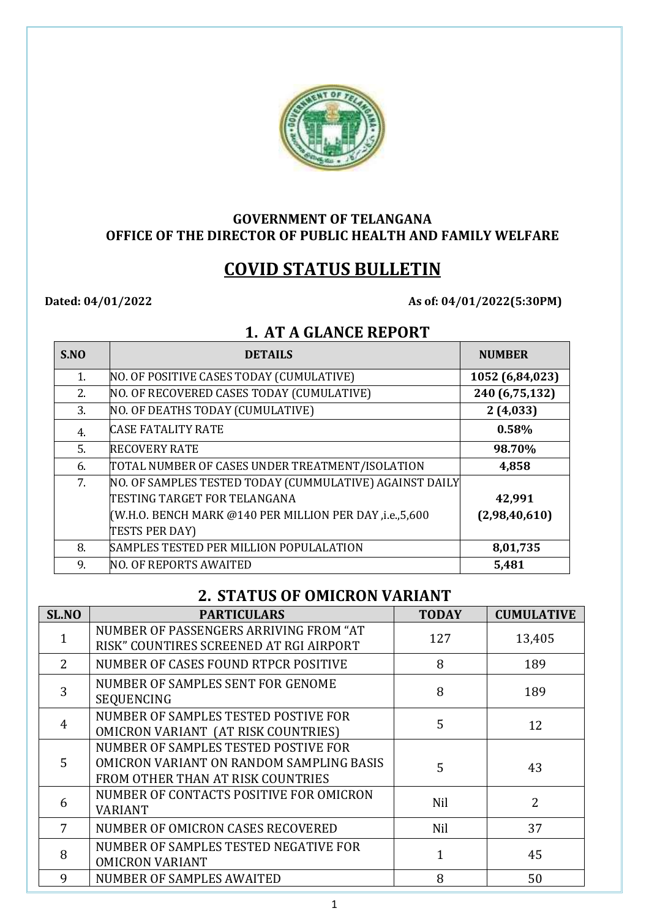**GOVERNMENT OF TELANGANA**
**OFFICE OF THE DIRECTOR OF PUBLIC HEALTH AND FAMILY WELFARE**

# COVID STATUS BULLETIN

**Dated: 04/01/2022** **As of: 04/01/2022(5:30PM)**

## 1. AT A GLANCE REPORT

| S.NO | DETAILS | NUMBER |
|---|---|---|
| 1. | NO. OF POSITIVE CASES TODAY (CUMULATIVE) | **1052 (6,84,023)** |
| 2. | NO. OF RECOVERED CASES TODAY (CUMULATIVE) | **240 (6,75,132)** |
| 3. | NO. OF DEATHS TODAY (CUMULATIVE) | **2 (4,033)** |
| 4. | CASE FATALITY RATE | **0.58%** |
| 5. | RECOVERY RATE | **98.70%** |
| 6. | TOTAL NUMBER OF CASES UNDER TREATMENT/ISOLATION | **4,858** |
| 7. | NO. OF SAMPLES TESTED TODAY (CUMMULATIVE) AGAINST DAILY TESTING TARGET FOR TELANGANA (W.H.O. BENCH MARK @140 PER MILLION PER DAY ,i.e.,5,600 TESTS PER DAY) | **42,991 (2,98,40,610)** |
| 8. | SAMPLES TESTED PER MILLION POPULALATION | **8,01,735** |
| 9. | NO. OF REPORTS AWAITED | **5,481** |

## 2. STATUS OF OMICRON VARIANT

| SL.NO | PARTICULARS | TODAY | CUMULATIVE |
|---|---|---|---|
| 1 | NUMBER OF PASSENGERS ARRIVING FROM “AT RISK” COUNTIRES SCREENED AT RGI AIRPORT | 127 | 13,405 |
| 2 | NUMBER OF CASES FOUND RTPCR POSITIVE | 8 | 189 |
| 3 | NUMBER OF SAMPLES SENT FOR GENOME SEQUENCING | 8 | 189 |
| 4 | NUMBER OF SAMPLES TESTED POSTIVE FOR OMICRON VARIANT (AT RISK COUNTRIES) | 5 | 12 |
| 5 | NUMBER OF SAMPLES TESTED POSTIVE FOR OMICRON VARIANT ON RANDOM SAMPLING BASIS FROM OTHER THAN AT RISK COUNTRIES | 5 | 43 |
| 6 | NUMBER OF CONTACTS POSITIVE FOR OMICRON VARIANT | Nil | 2 |
| 7 | NUMBER OF OMICRON CASES RECOVERED | Nil | 37 |
| 8 | NUMBER OF SAMPLES TESTED NEGATIVE FOR OMICRON VARIANT | 1 | 45 |
| 9 | NUMBER OF SAMPLES AWAITED | 8 | 50 |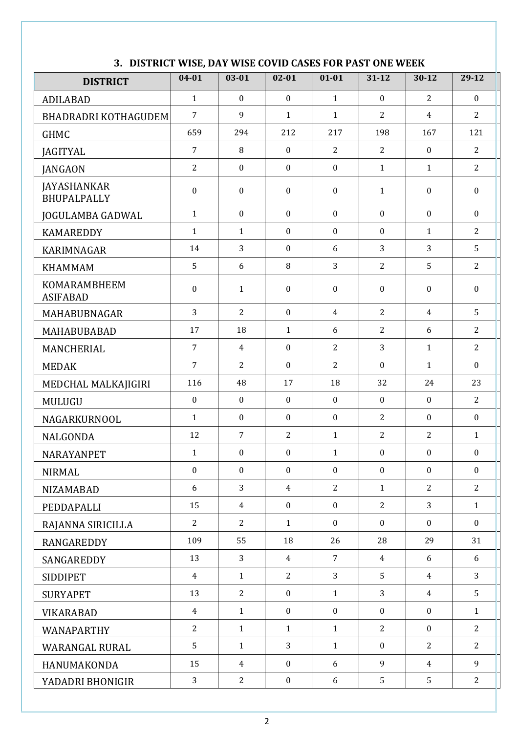## 3. DISTRICT WISE, DAY WISE COVID CASES FOR PAST ONE WEEK

| DISTRICT | 04-01 | 03-01 | 02-01 | 01-01 | 31-12 | 30-12 | 29-12 |
|---|---|---|---|---|---|---|---|
| ADILABAD | 1 | 0 | 0 | 1 | 0 | 2 | 0 |
| BHADRADRI KOTHAGUDEM | 7 | 9 | 1 | 1 | 2 | 4 | 2 |
| GHMC | 659 | 294 | 212 | 217 | 198 | 167 | 121 |
| JAGITYAL | 7 | 8 | 0 | 2 | 2 | 0 | 2 |
| JANGAON | 2 | 0 | 0 | 0 | 1 | 1 | 2 |
| JAYASHANKAR BHUPALPALLY | 0 | 0 | 0 | 0 | 1 | 0 | 0 |
| JOGULAMBA GADWAL | 1 | 0 | 0 | 0 | 0 | 0 | 0 |
| KAMAREDDY | 1 | 1 | 0 | 0 | 0 | 1 | 2 |
| KARIMNAGAR | 14 | 3 | 0 | 6 | 3 | 3 | 5 |
| KHAMMAM | 5 | 6 | 8 | 3 | 2 | 5 | 2 |
| KOMARAMBHEEM ASIFABAD | 0 | 1 | 0 | 0 | 0 | 0 | 0 |
| MAHABUBNAGAR | 3 | 2 | 0 | 4 | 2 | 4 | 5 |
| MAHABUBABAD | 17 | 18 | 1 | 6 | 2 | 6 | 2 |
| MANCHERIAL | 7 | 4 | 0 | 2 | 3 | 1 | 2 |
| MEDAK | 7 | 2 | 0 | 2 | 0 | 1 | 0 |
| MEDCHAL MALKAJIGIRI | 116 | 48 | 17 | 18 | 32 | 24 | 23 |
| MULUGU | 0 | 0 | 0 | 0 | 0 | 0 | 2 |
| NAGARKURNOOL | 1 | 0 | 0 | 0 | 2 | 0 | 0 |
| NALGONDA | 12 | 7 | 2 | 1 | 2 | 2 | 1 |
| NARAYANPET | 1 | 0 | 0 | 1 | 0 | 0 | 0 |
| NIRMAL | 0 | 0 | 0 | 0 | 0 | 0 | 0 |
| NIZAMABAD | 6 | 3 | 4 | 2 | 1 | 2 | 2 |
| PEDDAPALLI | 15 | 4 | 0 | 0 | 2 | 3 | 1 |
| RAJANNA SIRICILLA | 2 | 2 | 1 | 0 | 0 | 0 | 0 |
| RANGAREDDY | 109 | 55 | 18 | 26 | 28 | 29 | 31 |
| SANGAREDDY | 13 | 3 | 4 | 7 | 4 | 6 | 6 |
| SIDDIPET | 4 | 1 | 2 | 3 | 5 | 4 | 3 |
| SURYAPET | 13 | 2 | 0 | 1 | 3 | 4 | 5 |
| VIKARABAD | 4 | 1 | 0 | 0 | 0 | 0 | 1 |
| WANAPARTHY | 2 | 1 | 1 | 1 | 2 | 0 | 2 |
| WARANGAL RURAL | 5 | 1 | 3 | 1 | 0 | 2 | 2 |
| HANUMAKONDA | 15 | 4 | 0 | 6 | 9 | 4 | 9 |
| YADADRI BHONIGIR | 3 | 2 | 0 | 6 | 5 | 5 | 2 |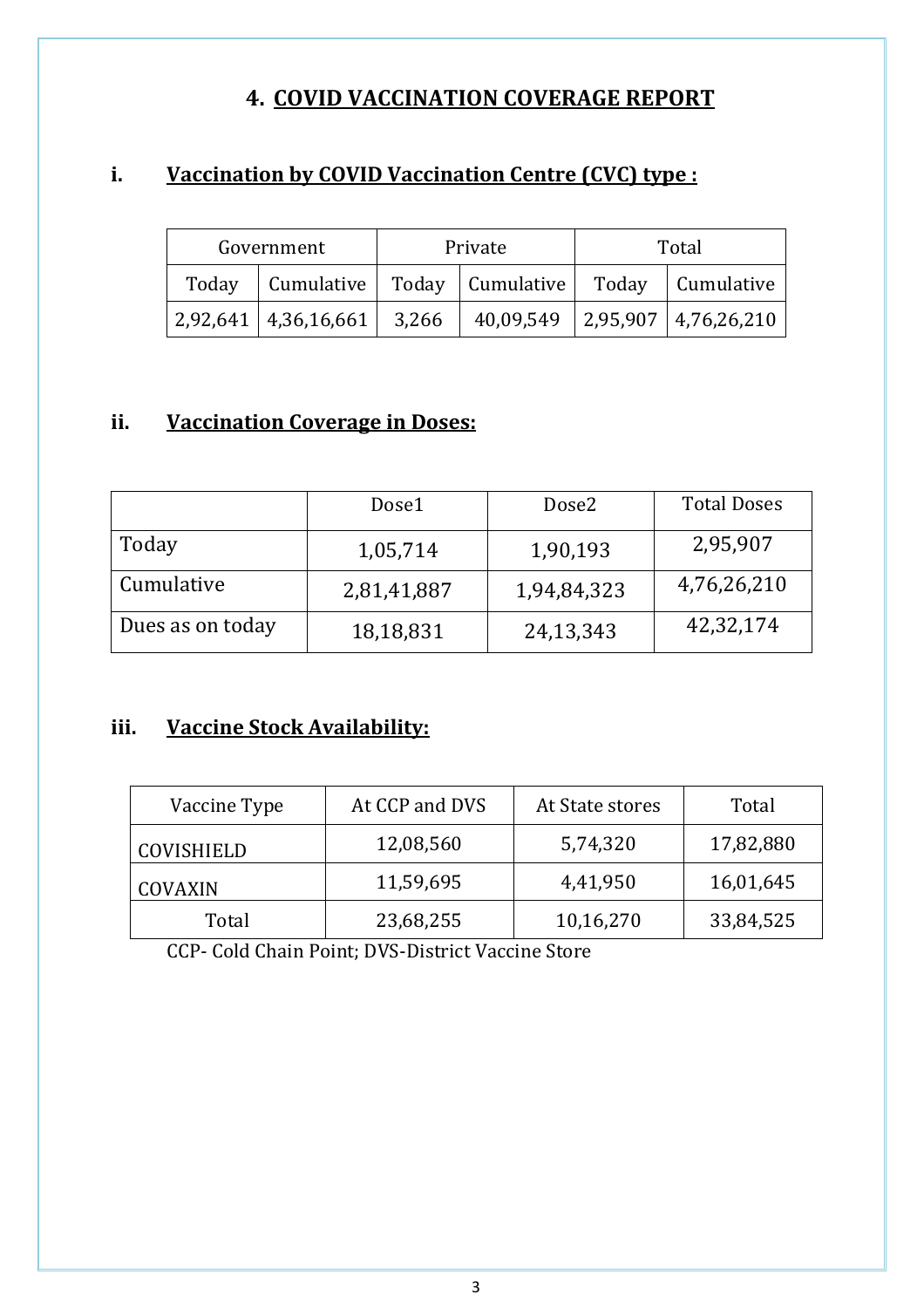## 4. COVID VACCINATION COVERAGE REPORT

### i. Vaccination by COVID Vaccination Centre (CVC) type :

| Government | | Private | | Total | |
|---|---|---|---|---|---|
| Today | Cumulative | Today | Cumulative | Today | Cumulative |
| 2,92,641 | 4,36,16,661 | 3,266 | 40,09,549 | 2,95,907 | 4,76,26,210 |

### ii. Vaccination Coverage in Doses:

| | Dose1 | Dose2 | Total Doses |
|---|---|---|---|
| Today | 1,05,714 | 1,90,193 | 2,95,907 |
| Cumulative | 2,81,41,887 | 1,94,84,323 | 4,76,26,210 |
| Dues as on today | 18,18,831 | 24,13,343 | 42,32,174 |

### iii. Vaccine Stock Availability:

| Vaccine Type | At CCP and DVS | At State stores | Total |
|---|---|---|---|
| COVISHIELD | 12,08,560 | 5,74,320 | 17,82,880 |
| COVAXIN | 11,59,695 | 4,41,950 | 16,01,645 |
| Total | 23,68,255 | 10,16,270 | 33,84,525 |

CCP- Cold Chain Point; DVS-District Vaccine Store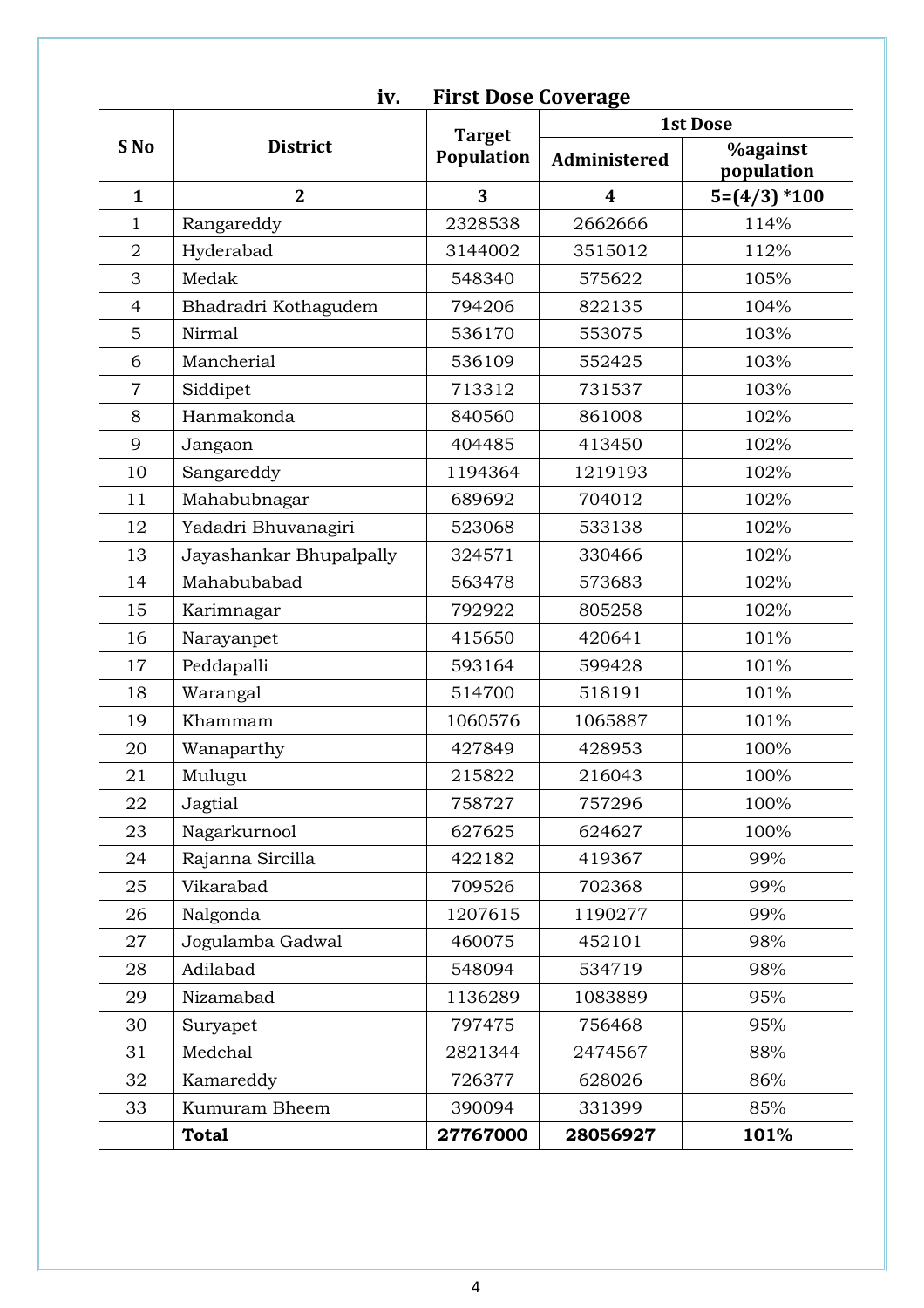### iv. First Dose Coverage

| S No | District | Target Population | 1st Dose | |
|---|---|---|---|---|
| | | | Administered | %against population |
| **1** | **2** | **3** | **4** | **5=(4/3) *100** |
| 1 | Rangareddy | 2328538 | 2662666 | 114% |
| 2 | Hyderabad | 3144002 | 3515012 | 112% |
| 3 | Medak | 548340 | 575622 | 105% |
| 4 | Bhadradri Kothagudem | 794206 | 822135 | 104% |
| 5 | Nirmal | 536170 | 553075 | 103% |
| 6 | Mancherial | 536109 | 552425 | 103% |
| 7 | Siddipet | 713312 | 731537 | 103% |
| 8 | Hanmakonda | 840560 | 861008 | 102% |
| 9 | Jangaon | 404485 | 413450 | 102% |
| 10 | Sangareddy | 1194364 | 1219193 | 102% |
| 11 | Mahabubnagar | 689692 | 704012 | 102% |
| 12 | Yadadri Bhuvanagiri | 523068 | 533138 | 102% |
| 13 | Jayashankar Bhupalpally | 324571 | 330466 | 102% |
| 14 | Mahabubabad | 563478 | 573683 | 102% |
| 15 | Karimnagar | 792922 | 805258 | 102% |
| 16 | Narayanpet | 415650 | 420641 | 101% |
| 17 | Peddapalli | 593164 | 599428 | 101% |
| 18 | Warangal | 514700 | 518191 | 101% |
| 19 | Khammam | 1060576 | 1065887 | 101% |
| 20 | Wanaparthy | 427849 | 428953 | 100% |
| 21 | Mulugu | 215822 | 216043 | 100% |
| 22 | Jagtial | 758727 | 757296 | 100% |
| 23 | Nagarkurnool | 627625 | 624627 | 100% |
| 24 | Rajanna Sircilla | 422182 | 419367 | 99% |
| 25 | Vikarabad | 709526 | 702368 | 99% |
| 26 | Nalgonda | 1207615 | 1190277 | 99% |
| 27 | Jogulamba Gadwal | 460075 | 452101 | 98% |
| 28 | Adilabad | 548094 | 534719 | 98% |
| 29 | Nizamabad | 1136289 | 1083889 | 95% |
| 30 | Suryapet | 797475 | 756468 | 95% |
| 31 | Medchal | 2821344 | 2474567 | 88% |
| 32 | Kamareddy | 726377 | 628026 | 86% |
| 33 | Kumuram Bheem | 390094 | 331399 | 85% |
| | **Total** | **27767000** | **28056927** | **101%** |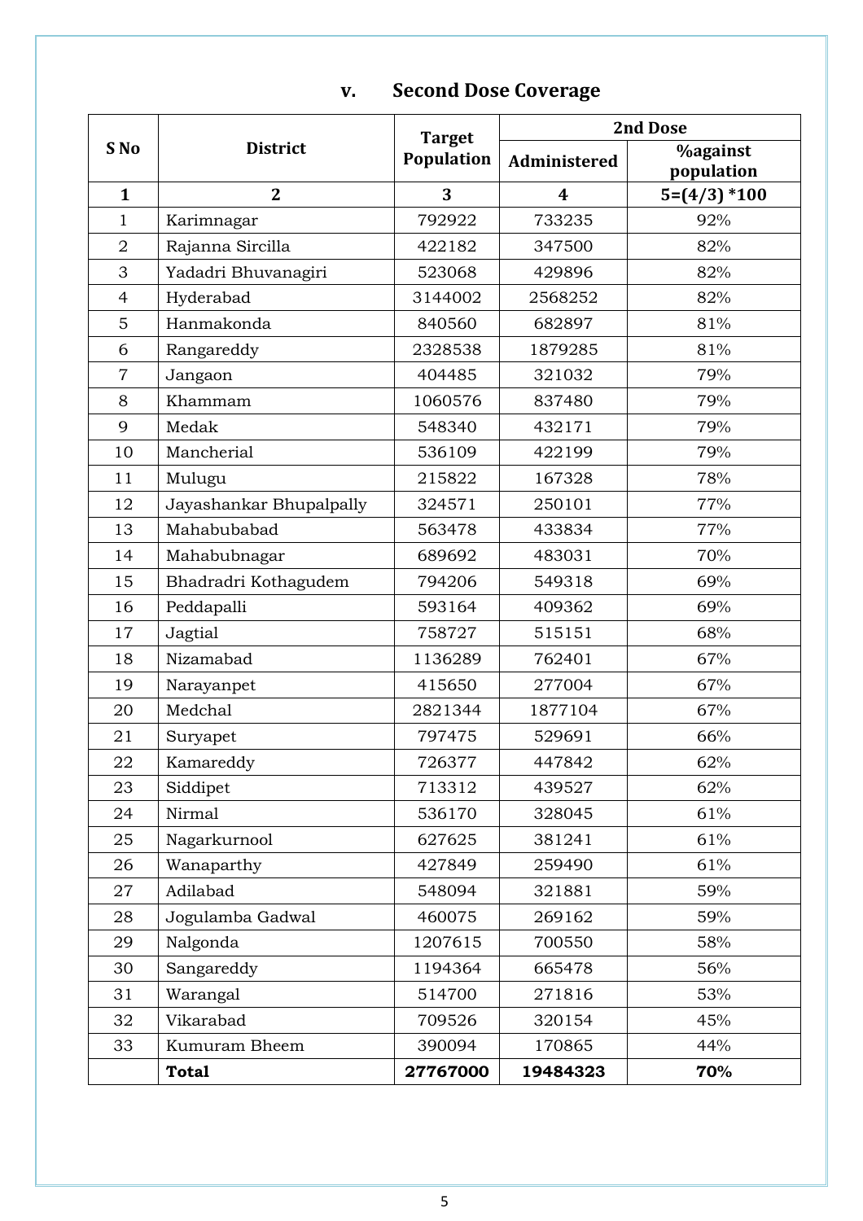## v. Second Dose Coverage

| S No | District | Target Population | 2nd Dose | |
|---|---|---|---|---|
| | | | Administered | %against population |
| 1 | 2 | 3 | 4 | 5=(4/3) *100 |
| 1 | Karimnagar | 792922 | 733235 | 92% |
| 2 | Rajanna Sircilla | 422182 | 347500 | 82% |
| 3 | Yadadri Bhuvanagiri | 523068 | 429896 | 82% |
| 4 | Hyderabad | 3144002 | 2568252 | 82% |
| 5 | Hanmakonda | 840560 | 682897 | 81% |
| 6 | Rangareddy | 2328538 | 1879285 | 81% |
| 7 | Jangaon | 404485 | 321032 | 79% |
| 8 | Khammam | 1060576 | 837480 | 79% |
| 9 | Medak | 548340 | 432171 | 79% |
| 10 | Mancherial | 536109 | 422199 | 79% |
| 11 | Mulugu | 215822 | 167328 | 78% |
| 12 | Jayashankar Bhupalpally | 324571 | 250101 | 77% |
| 13 | Mahabubabad | 563478 | 433834 | 77% |
| 14 | Mahabubnagar | 689692 | 483031 | 70% |
| 15 | Bhadradri Kothagudem | 794206 | 549318 | 69% |
| 16 | Peddapalli | 593164 | 409362 | 69% |
| 17 | Jagtial | 758727 | 515151 | 68% |
| 18 | Nizamabad | 1136289 | 762401 | 67% |
| 19 | Narayanpet | 415650 | 277004 | 67% |
| 20 | Medchal | 2821344 | 1877104 | 67% |
| 21 | Suryapet | 797475 | 529691 | 66% |
| 22 | Kamareddy | 726377 | 447842 | 62% |
| 23 | Siddipet | 713312 | 439527 | 62% |
| 24 | Nirmal | 536170 | 328045 | 61% |
| 25 | Nagarkurnool | 627625 | 381241 | 61% |
| 26 | Wanaparthy | 427849 | 259490 | 61% |
| 27 | Adilabad | 548094 | 321881 | 59% |
| 28 | Jogulamba Gadwal | 460075 | 269162 | 59% |
| 29 | Nalgonda | 1207615 | 700550 | 58% |
| 30 | Sangareddy | 1194364 | 665478 | 56% |
| 31 | Warangal | 514700 | 271816 | 53% |
| 32 | Vikarabad | 709526 | 320154 | 45% |
| 33 | Kumuram Bheem | 390094 | 170865 | 44% |
| | **Total** | **27767000** | **19484323** | **70%** |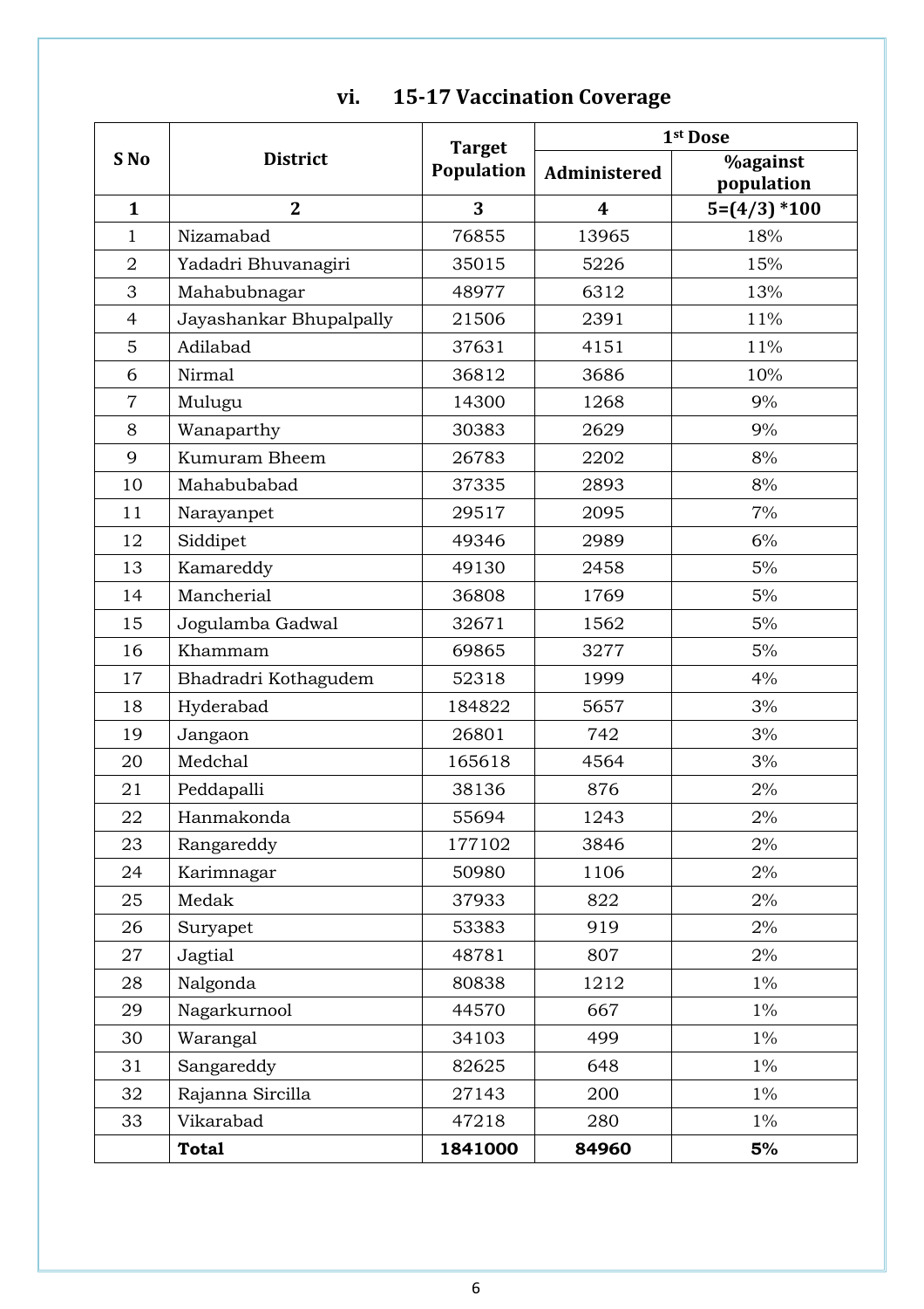## vi. 15-17 Vaccination Coverage

| S No | District | Target Population | 1st Dose | |
|---|---|---|---|---|
| | | | Administered | %against population |
| 1 | 2 | 3 | 4 | 5=(4/3) *100 |
| 1 | Nizamabad | 76855 | 13965 | 18% |
| 2 | Yadadri Bhuvanagiri | 35015 | 5226 | 15% |
| 3 | Mahabubnagar | 48977 | 6312 | 13% |
| 4 | Jayashankar Bhupalpally | 21506 | 2391 | 11% |
| 5 | Adilabad | 37631 | 4151 | 11% |
| 6 | Nirmal | 36812 | 3686 | 10% |
| 7 | Mulugu | 14300 | 1268 | 9% |
| 8 | Wanaparthy | 30383 | 2629 | 9% |
| 9 | Kumuram Bheem | 26783 | 2202 | 8% |
| 10 | Mahabubabad | 37335 | 2893 | 8% |
| 11 | Narayanpet | 29517 | 2095 | 7% |
| 12 | Siddipet | 49346 | 2989 | 6% |
| 13 | Kamareddy | 49130 | 2458 | 5% |
| 14 | Mancherial | 36808 | 1769 | 5% |
| 15 | Jogulamba Gadwal | 32671 | 1562 | 5% |
| 16 | Khammam | 69865 | 3277 | 5% |
| 17 | Bhadradri Kothagudem | 52318 | 1999 | 4% |
| 18 | Hyderabad | 184822 | 5657 | 3% |
| 19 | Jangaon | 26801 | 742 | 3% |
| 20 | Medchal | 165618 | 4564 | 3% |
| 21 | Peddapalli | 38136 | 876 | 2% |
| 22 | Hanmakonda | 55694 | 1243 | 2% |
| 23 | Rangareddy | 177102 | 3846 | 2% |
| 24 | Karimnagar | 50980 | 1106 | 2% |
| 25 | Medak | 37933 | 822 | 2% |
| 26 | Suryapet | 53383 | 919 | 2% |
| 27 | Jagtial | 48781 | 807 | 2% |
| 28 | Nalgonda | 80838 | 1212 | 1% |
| 29 | Nagarkurnool | 44570 | 667 | 1% |
| 30 | Warangal | 34103 | 499 | 1% |
| 31 | Sangareddy | 82625 | 648 | 1% |
| 32 | Rajanna Sircilla | 27143 | 200 | 1% |
| 33 | Vikarabad | 47218 | 280 | 1% |
| | **Total** | **1841000** | **84960** | **5%** |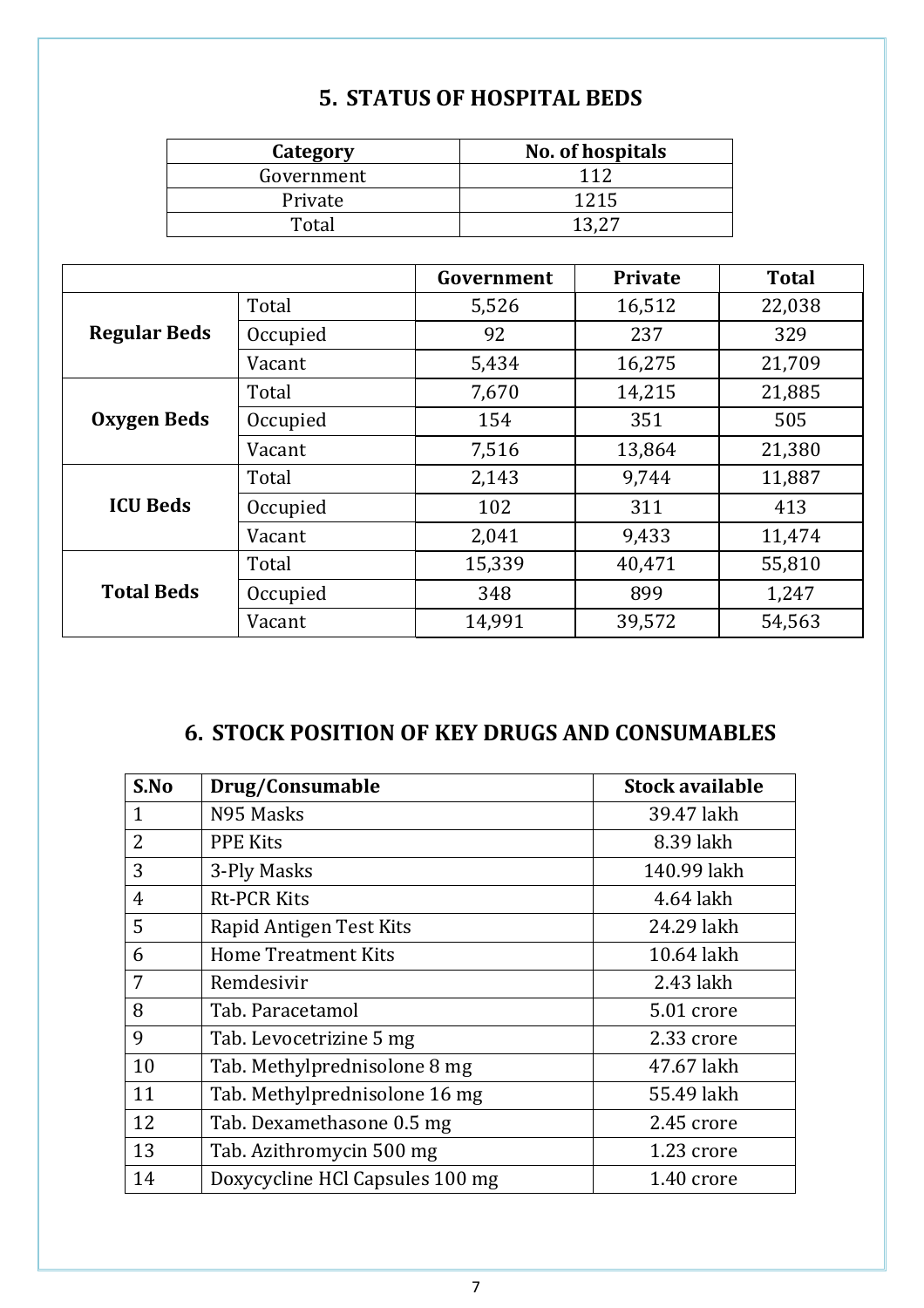## 5. STATUS OF HOSPITAL BEDS

| Category | No. of hospitals |
|---|---|
| Government | 112 |
| Private | 1215 |
| Total | 13,27 |

| | | Government | Private | Total |
|---|---|---|---|---|
| **Regular Beds** | Total | 5,526 | 16,512 | 22,038 |
| | Occupied | 92 | 237 | 329 |
| | Vacant | 5,434 | 16,275 | 21,709 |
| **Oxygen Beds** | Total | 7,670 | 14,215 | 21,885 |
| | Occupied | 154 | 351 | 505 |
| | Vacant | 7,516 | 13,864 | 21,380 |
| **ICU Beds** | Total | 2,143 | 9,744 | 11,887 |
| | Occupied | 102 | 311 | 413 |
| | Vacant | 2,041 | 9,433 | 11,474 |
| **Total Beds** | Total | 15,339 | 40,471 | 55,810 |
| | Occupied | 348 | 899 | 1,247 |
| | Vacant | 14,991 | 39,572 | 54,563 |

## 6. STOCK POSITION OF KEY DRUGS AND CONSUMABLES

| S.No | Drug/Consumable | Stock available |
|---|---|---|
| 1 | N95 Masks | 39.47 lakh |
| 2 | PPE Kits | 8.39 lakh |
| 3 | 3-Ply Masks | 140.99 lakh |
| 4 | Rt-PCR Kits | 4.64 lakh |
| 5 | Rapid Antigen Test Kits | 24.29 lakh |
| 6 | Home Treatment Kits | 10.64 lakh |
| 7 | Remdesivir | 2.43 lakh |
| 8 | Tab. Paracetamol | 5.01 crore |
| 9 | Tab. Levocetrizine 5 mg | 2.33 crore |
| 10 | Tab. Methylprednisolone 8 mg | 47.67 lakh |
| 11 | Tab. Methylprednisolone 16 mg | 55.49 lakh |
| 12 | Tab. Dexamethasone 0.5 mg | 2.45 crore |
| 13 | Tab. Azithromycin 500 mg | 1.23 crore |
| 14 | Doxycycline HCl Capsules 100 mg | 1.40 crore |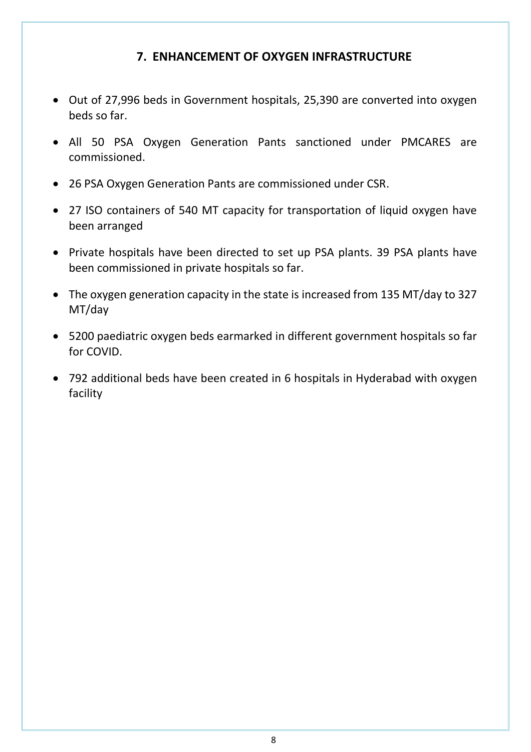## 7. ENHANCEMENT OF OXYGEN INFRASTRUCTURE

- Out of 27,996 beds in Government hospitals, 25,390 are converted into oxygen beds so far.
- All 50 PSA Oxygen Generation Pants sanctioned under PMCARES are commissioned.
- 26 PSA Oxygen Generation Pants are commissioned under CSR.
- 27 ISO containers of 540 MT capacity for transportation of liquid oxygen have been arranged
- Private hospitals have been directed to set up PSA plants. 39 PSA plants have been commissioned in private hospitals so far.
- The oxygen generation capacity in the state is increased from 135 MT/day to 327 MT/day
- 5200 paediatric oxygen beds earmarked in different government hospitals so far for COVID.
- 792 additional beds have been created in 6 hospitals in Hyderabad with oxygen facility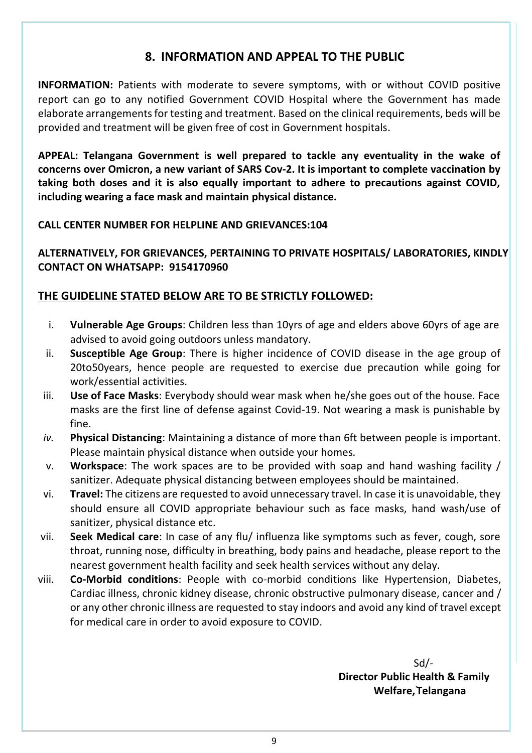## 8. INFORMATION AND APPEAL TO THE PUBLIC

**INFORMATION:** Patients with moderate to severe symptoms, with or without COVID positive report can go to any notified Government COVID Hospital where the Government has made elaborate arrangements for testing and treatment. Based on the clinical requirements, beds will be provided and treatment will be given free of cost in Government hospitals.

**APPEAL: Telangana Government is well prepared to tackle any eventuality in the wake of concerns over Omicron, a new variant of SARS Cov-2. It is important to complete vaccination by taking both doses and it is also equally important to adhere to precautions against COVID, including wearing a face mask and maintain physical distance.**

**CALL CENTER NUMBER FOR HELPLINE AND GRIEVANCES:104**

**ALTERNATIVELY, FOR GRIEVANCES, PERTAINING TO PRIVATE HOSPITALS/ LABORATORIES, KINDLY CONTACT ON WHATSAPP: 9154170960**

**<u>THE GUIDELINE STATED BELOW ARE TO BE STRICTLY FOLLOWED:</u>**

i. **Vulnerable Age Groups**: Children less than 10yrs of age and elders above 60yrs of age are advised to avoid going outdoors unless mandatory.

ii. **Susceptible Age Group**: There is higher incidence of COVID disease in the age group of 20to50years, hence people are requested to exercise due precaution while going for work/essential activities.

iii. **Use of Face Masks**: Everybody should wear mask when he/she goes out of the house. Face masks are the first line of defense against Covid-19. Not wearing a mask is punishable by fine.

*iv.* **Physical Distancing**: Maintaining a distance of more than 6ft between people is important. Please maintain physical distance when outside your homes*.*

v. **Workspace**: The work spaces are to be provided with soap and hand washing facility / sanitizer. Adequate physical distancing between employees should be maintained.

vi. **Travel:** The citizens are requested to avoid unnecessary travel. In case it is unavoidable, they should ensure all COVID appropriate behaviour such as face masks, hand wash/use of sanitizer, physical distance etc.

vii. **Seek Medical care**: In case of any flu/ influenza like symptoms such as fever, cough, sore throat, running nose, difficulty in breathing, body pains and headache, please report to the nearest government health facility and seek health services without any delay.

viii. **Co-Morbid conditions**: People with co-morbid conditions like Hypertension, Diabetes, Cardiac illness, chronic kidney disease, chronic obstructive pulmonary disease, cancer and / or any other chronic illness are requested to stay indoors and avoid any kind of travel except for medical care in order to avoid exposure to COVID.

Sd/-

**Director Public Health & Family Welfare, Telangana**